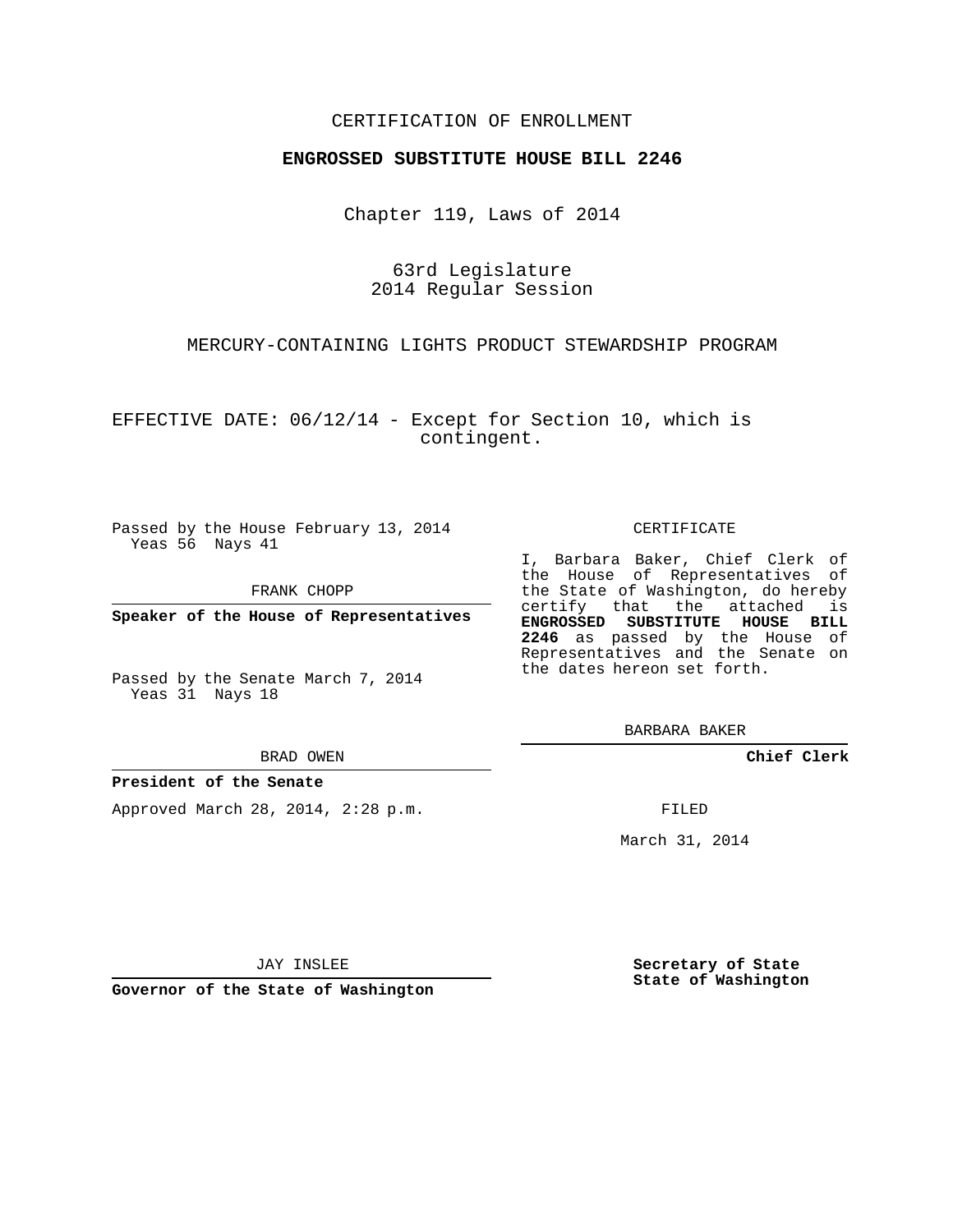CERTIFICATION OF ENROLLMENT

**ENGROSSED SUBSTITUTE HOUSE BILL 2246**

Chapter 119, Laws of 2014

63rd Legislature
2014 Regular Session

MERCURY-CONTAINING LIGHTS PRODUCT STEWARDSHIP PROGRAM

EFFECTIVE DATE: 06/12/14 - Except for Section 10, which is contingent.

Passed by the House February 13, 2014
Yeas 56 Nays 41

FRANK CHOPP

**Speaker of the House of Representatives**

Passed by the Senate March 7, 2014
Yeas 31 Nays 18

BRAD OWEN

**President of the Senate**

Approved March 28, 2014, 2:28 p.m.

JAY INSLEE

**Governor of the State of Washington**

CERTIFICATE

I, Barbara Baker, Chief Clerk of the House of Representatives of the State of Washington, do hereby certify that the attached is **ENGROSSED SUBSTITUTE HOUSE BILL 2246** as passed by the House of Representatives and the Senate on the dates hereon set forth.

BARBARA BAKER

**Chief Clerk**

FILED

March 31, 2014

**Secretary of State**
**State of Washington**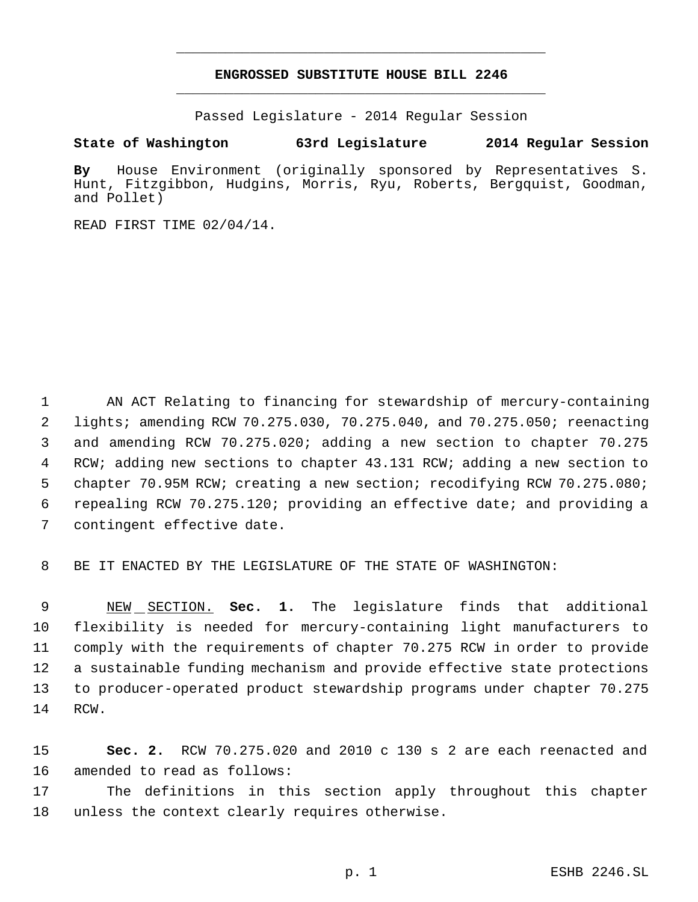# ENGROSSED SUBSTITUTE HOUSE BILL 2246

Passed Legislature - 2014 Regular Session

**State of Washington 63rd Legislature 2014 Regular Session**

**By** House Environment (originally sponsored by Representatives S. Hunt, Fitzgibbon, Hudgins, Morris, Ryu, Roberts, Bergquist, Goodman, and Pollet)

READ FIRST TIME 02/04/14.

AN ACT Relating to financing for stewardship of mercury-containing lights; amending RCW 70.275.030, 70.275.040, and 70.275.050; reenacting and amending RCW 70.275.020; adding a new section to chapter 70.275 RCW; adding new sections to chapter 43.131 RCW; adding a new section to chapter 70.95M RCW; creating a new section; recodifying RCW 70.275.080; repealing RCW 70.275.120; providing an effective date; and providing a contingent effective date.

BE IT ENACTED BY THE LEGISLATURE OF THE STATE OF WASHINGTON:

NEW SECTION. **Sec. 1.** The legislature finds that additional flexibility is needed for mercury-containing light manufacturers to comply with the requirements of chapter 70.275 RCW in order to provide a sustainable funding mechanism and provide effective state protections to producer-operated product stewardship programs under chapter 70.275 RCW.

**Sec. 2.** RCW 70.275.020 and 2010 c 130 s 2 are each reenacted and amended to read as follows:

The definitions in this section apply throughout this chapter unless the context clearly requires otherwise.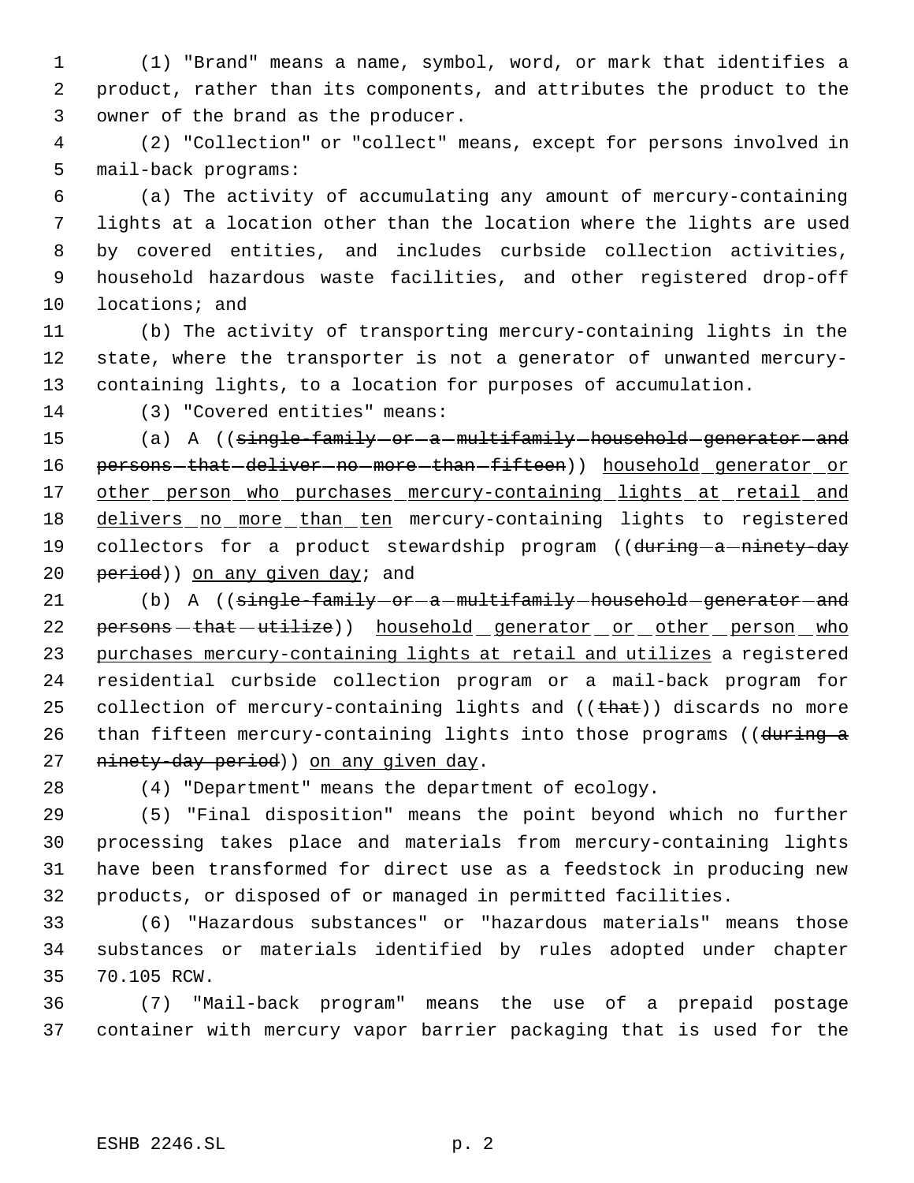(1) "Brand" means a name, symbol, word, or mark that identifies a product, rather than its components, and attributes the product to the owner of the brand as the producer.

(2) "Collection" or "collect" means, except for persons involved in mail-back programs:

(a) The activity of accumulating any amount of mercury-containing lights at a location other than the location where the lights are used by covered entities, and includes curbside collection activities, household hazardous waste facilities, and other registered drop-off locations; and

(b) The activity of transporting mercury-containing lights in the state, where the transporter is not a generator of unwanted mercury-containing lights, to a location for purposes of accumulation.

(3) "Covered entities" means:

(a) A ((~~single-family or a multifamily household generator and persons that deliver no more than fifteen~~)) household generator or other person who purchases mercury-containing lights at retail and delivers no more than ten mercury-containing lights to registered collectors for a product stewardship program ((~~during a ninety-day period~~)) on any given day; and

(b) A ((~~single-family or a multifamily household generator and persons that utilize~~)) household generator or other person who purchases mercury-containing lights at retail and utilizes a registered residential curbside collection program or a mail-back program for collection of mercury-containing lights and ((~~that~~)) discards no more than fifteen mercury-containing lights into those programs ((~~during a ninety-day period~~)) on any given day.

(4) "Department" means the department of ecology.

(5) "Final disposition" means the point beyond which no further processing takes place and materials from mercury-containing lights have been transformed for direct use as a feedstock in producing new products, or disposed of or managed in permitted facilities.

(6) "Hazardous substances" or "hazardous materials" means those substances or materials identified by rules adopted under chapter 70.105 RCW.

(7) "Mail-back program" means the use of a prepaid postage container with mercury vapor barrier packaging that is used for the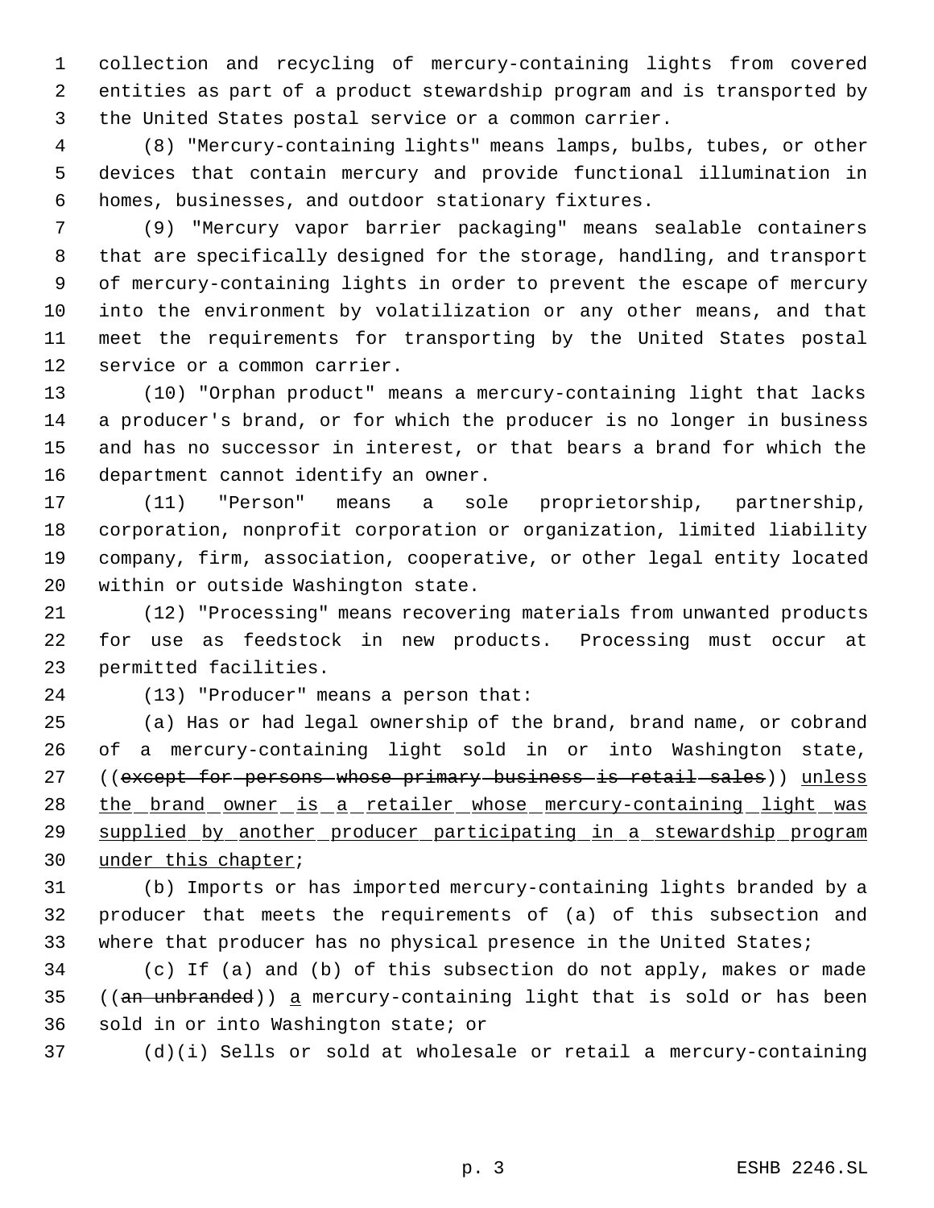collection and recycling of mercury-containing lights from covered entities as part of a product stewardship program and is transported by the United States postal service or a common carrier.

(8) "Mercury-containing lights" means lamps, bulbs, tubes, or other devices that contain mercury and provide functional illumination in homes, businesses, and outdoor stationary fixtures.

(9) "Mercury vapor barrier packaging" means sealable containers that are specifically designed for the storage, handling, and transport of mercury-containing lights in order to prevent the escape of mercury into the environment by volatilization or any other means, and that meet the requirements for transporting by the United States postal service or a common carrier.

(10) "Orphan product" means a mercury-containing light that lacks a producer's brand, or for which the producer is no longer in business and has no successor in interest, or that bears a brand for which the department cannot identify an owner.

(11) "Person" means a sole proprietorship, partnership, corporation, nonprofit corporation or organization, limited liability company, firm, association, cooperative, or other legal entity located within or outside Washington state.

(12) "Processing" means recovering materials from unwanted products for use as feedstock in new products. Processing must occur at permitted facilities.

(13) "Producer" means a person that:

(a) Has or had legal ownership of the brand, brand name, or cobrand of a mercury-containing light sold in or into Washington state, ((~~except for persons whose primary business is retail sales~~)) <u>unless the brand owner is a retailer whose mercury-containing light was supplied by another producer participating in a stewardship program under this chapter</u>;

(b) Imports or has imported mercury-containing lights branded by a producer that meets the requirements of (a) of this subsection and where that producer has no physical presence in the United States;

(c) If (a) and (b) of this subsection do not apply, makes or made ((~~an unbranded~~)) <u>a</u> mercury-containing light that is sold or has been sold in or into Washington state; or

(d)(i) Sells or sold at wholesale or retail a mercury-containing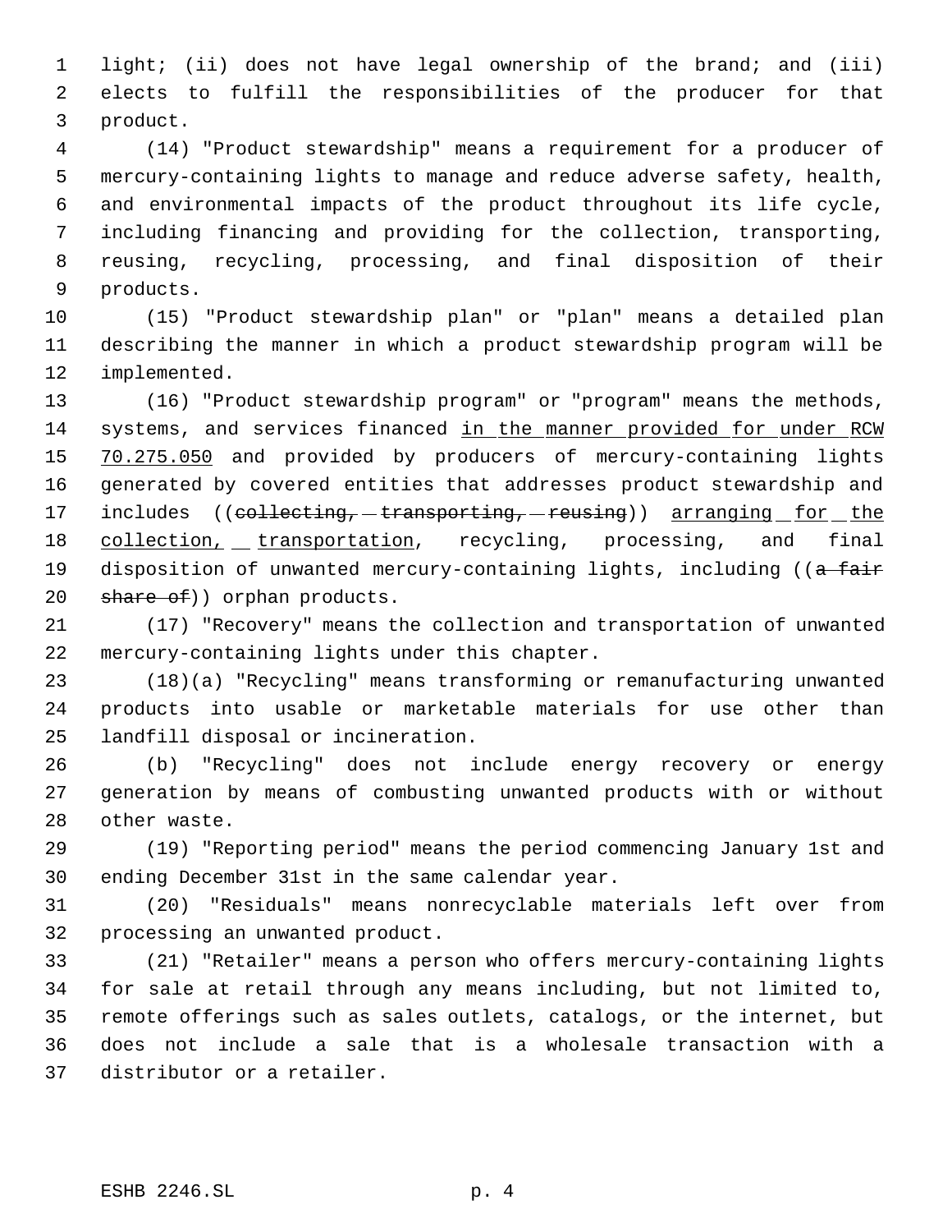light; (ii) does not have legal ownership of the brand; and (iii) elects to fulfill the responsibilities of the producer for that product.

(14) "Product stewardship" means a requirement for a producer of mercury-containing lights to manage and reduce adverse safety, health, and environmental impacts of the product throughout its life cycle, including financing and providing for the collection, transporting, reusing, recycling, processing, and final disposition of their products.

(15) "Product stewardship plan" or "plan" means a detailed plan describing the manner in which a product stewardship program will be implemented.

(16) "Product stewardship program" or "program" means the methods, systems, and services financed <u>in the manner provided for under RCW 70.275.050</u> and provided by producers of mercury-containing lights generated by covered entities that addresses product stewardship and includes ((~~collecting, transporting, reusing~~)) <u>arranging for the collection, transportation</u>, recycling, processing, and final disposition of unwanted mercury-containing lights, including ((~~a fair share of~~)) orphan products.

(17) "Recovery" means the collection and transportation of unwanted mercury-containing lights under this chapter.

(18)(a) "Recycling" means transforming or remanufacturing unwanted products into usable or marketable materials for use other than landfill disposal or incineration.

(b) "Recycling" does not include energy recovery or energy generation by means of combusting unwanted products with or without other waste.

(19) "Reporting period" means the period commencing January 1st and ending December 31st in the same calendar year.

(20) "Residuals" means nonrecyclable materials left over from processing an unwanted product.

(21) "Retailer" means a person who offers mercury-containing lights for sale at retail through any means including, but not limited to, remote offerings such as sales outlets, catalogs, or the internet, but does not include a sale that is a wholesale transaction with a distributor or a retailer.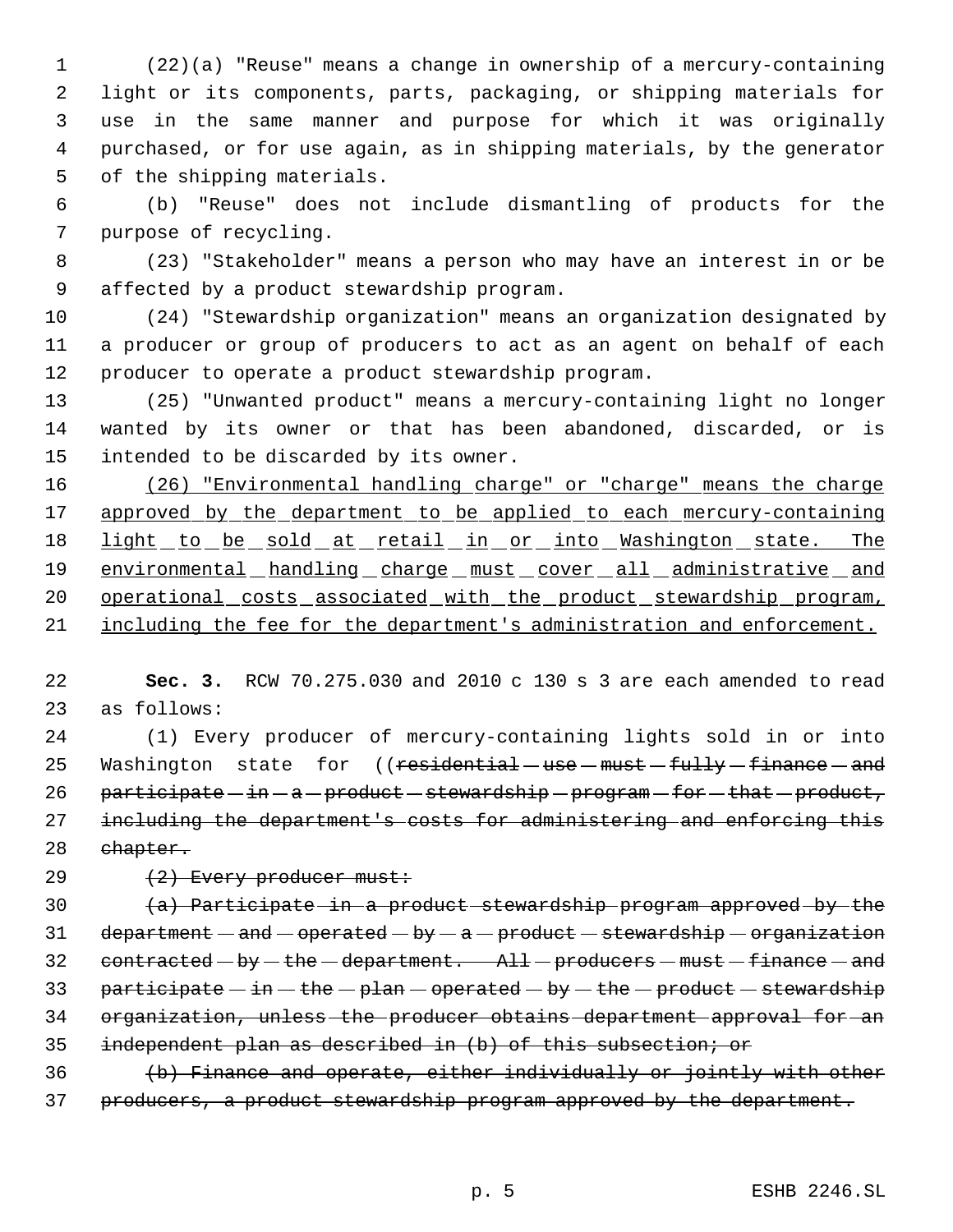(22)(a) "Reuse" means a change in ownership of a mercury-containing light or its components, parts, packaging, or shipping materials for use in the same manner and purpose for which it was originally purchased, or for use again, as in shipping materials, by the generator of the shipping materials.

(b) "Reuse" does not include dismantling of products for the purpose of recycling.

(23) "Stakeholder" means a person who may have an interest in or be affected by a product stewardship program.

(24) "Stewardship organization" means an organization designated by a producer or group of producers to act as an agent on behalf of each producer to operate a product stewardship program.

(25) "Unwanted product" means a mercury-containing light no longer wanted by its owner or that has been abandoned, discarded, or is intended to be discarded by its owner.

<u>(26) "Environmental handling charge" or "charge" means the charge approved by the department to be applied to each mercury-containing light to be sold at retail in or into Washington state. The environmental handling charge must cover all administrative and operational costs associated with the product stewardship program, including the fee for the department's administration and enforcement.</u>

**Sec. 3.** RCW 70.275.030 and 2010 c 130 s 3 are each amended to read as follows:

(1) Every producer of mercury-containing lights sold in or into Washington state for ((~~residential use must fully finance and participate in a product stewardship program for that product, including the department's costs for administering and enforcing this chapter.~~

~~(2) Every producer must:~~

~~(a) Participate in a product stewardship program approved by the department and operated by a product stewardship organization contracted by the department. All producers must finance and participate in the plan operated by the product stewardship organization, unless the producer obtains department approval for an independent plan as described in (b) of this subsection; or~~

~~(b) Finance and operate, either individually or jointly with other producers, a product stewardship program approved by the department.~~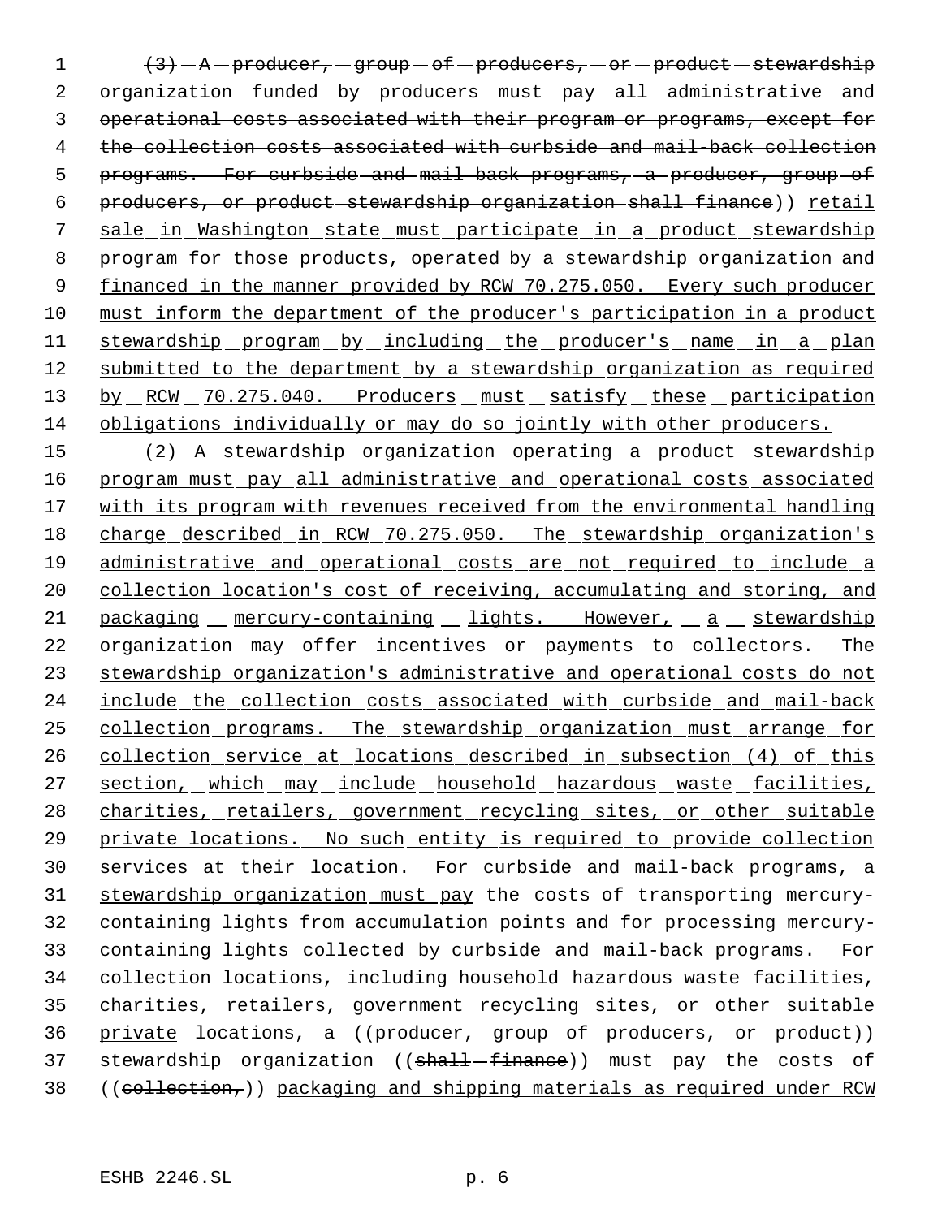(3) A producer, group of producers, or product stewardship organization funded by producers must pay all administrative and operational costs associated with their program or programs, except for the collection costs associated with curbside and mail-back collection programs. For curbside and mail-back programs, a producer, group of producers, or product stewardship organization shall finance)) retail sale in Washington state must participate in a product stewardship program for those products, operated by a stewardship organization and financed in the manner provided by RCW 70.275.050. Every such producer must inform the department of the producer's participation in a product stewardship program by including the producer's name in a plan submitted to the department by a stewardship organization as required by RCW 70.275.040. Producers must satisfy these participation obligations individually or may do so jointly with other producers.

(2) A stewardship organization operating a product stewardship program must pay all administrative and operational costs associated with its program with revenues received from the environmental handling charge described in RCW 70.275.050. The stewardship organization's administrative and operational costs are not required to include a collection location's cost of receiving, accumulating and storing, and packaging mercury-containing lights. However, a stewardship organization may offer incentives or payments to collectors. The stewardship organization's administrative and operational costs do not include the collection costs associated with curbside and mail-back collection programs. The stewardship organization must arrange for collection service at locations described in subsection (4) of this section, which may include household hazardous waste facilities, charities, retailers, government recycling sites, or other suitable private locations. No such entity is required to provide collection services at their location. For curbside and mail-back programs, a stewardship organization must pay the costs of transporting mercury-containing lights from accumulation points and for processing mercury-containing lights collected by curbside and mail-back programs. For collection locations, including household hazardous waste facilities, charities, retailers, government recycling sites, or other suitable private locations, a ((producer, group of producers, or product)) stewardship organization ((shall finance)) must pay the costs of ((collection,)) packaging and shipping materials as required under RCW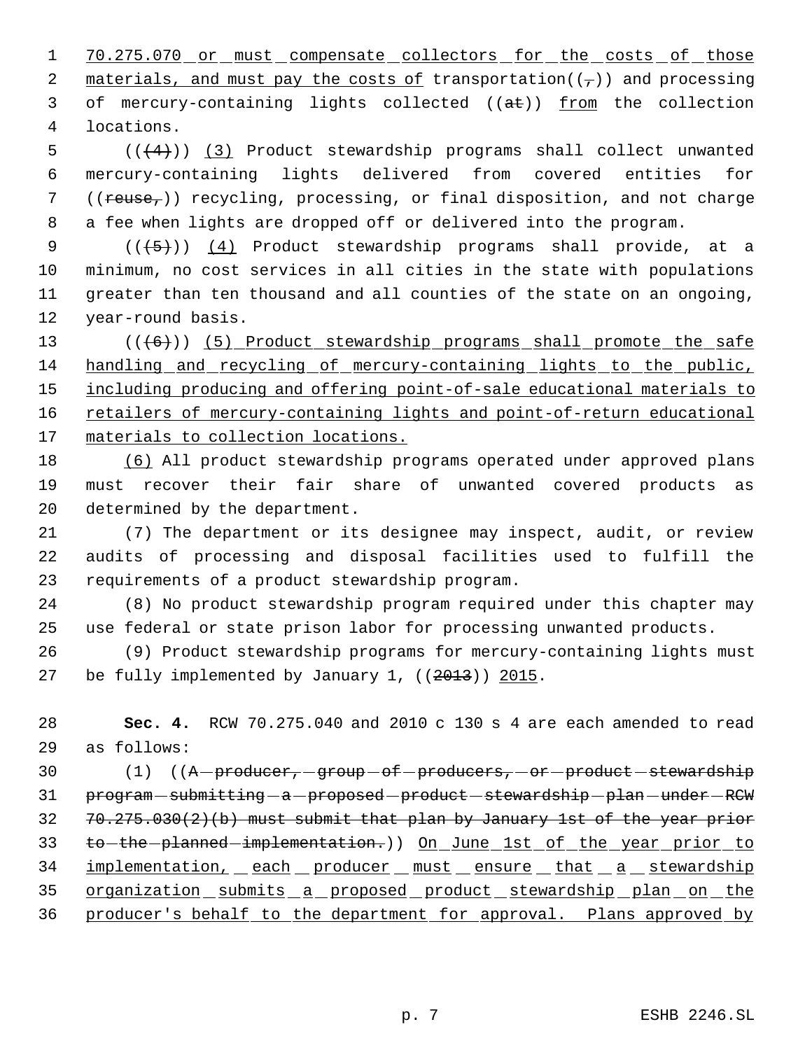70.275.070 or must compensate collectors for the costs of those materials, and must pay the costs of transportation((,)) and processing of mercury-containing lights collected ((at)) from the collection locations.

((~~(4)~~)) (3) Product stewardship programs shall collect unwanted mercury-containing lights delivered from covered entities for ((~~reuse,~~)) recycling, processing, or final disposition, and not charge a fee when lights are dropped off or delivered into the program.

((~~(5)~~)) (4) Product stewardship programs shall provide, at a minimum, no cost services in all cities in the state with populations greater than ten thousand and all counties of the state on an ongoing, year-round basis.

((~~(6)~~)) (5) Product stewardship programs shall promote the safe handling and recycling of mercury-containing lights to the public, including producing and offering point-of-sale educational materials to retailers of mercury-containing lights and point-of-return educational materials to collection locations.

(6) All product stewardship programs operated under approved plans must recover their fair share of unwanted covered products as determined by the department.

(7) The department or its designee may inspect, audit, or review audits of processing and disposal facilities used to fulfill the requirements of a product stewardship program.

(8) No product stewardship program required under this chapter may use federal or state prison labor for processing unwanted products.

(9) Product stewardship programs for mercury-containing lights must be fully implemented by January 1, ((~~2013~~)) 2015.

**Sec. 4.** RCW 70.275.040 and 2010 c 130 s 4 are each amended to read as follows:

(1) ((~~A producer, group of producers, or product stewardship program submitting a proposed product stewardship plan under RCW 70.275.030(2)(b) must submit that plan by January 1st of the year prior to the planned implementation.~~)) On June 1st of the year prior to implementation, each producer must ensure that a stewardship organization submits a proposed product stewardship plan on the producer's behalf to the department for approval. Plans approved by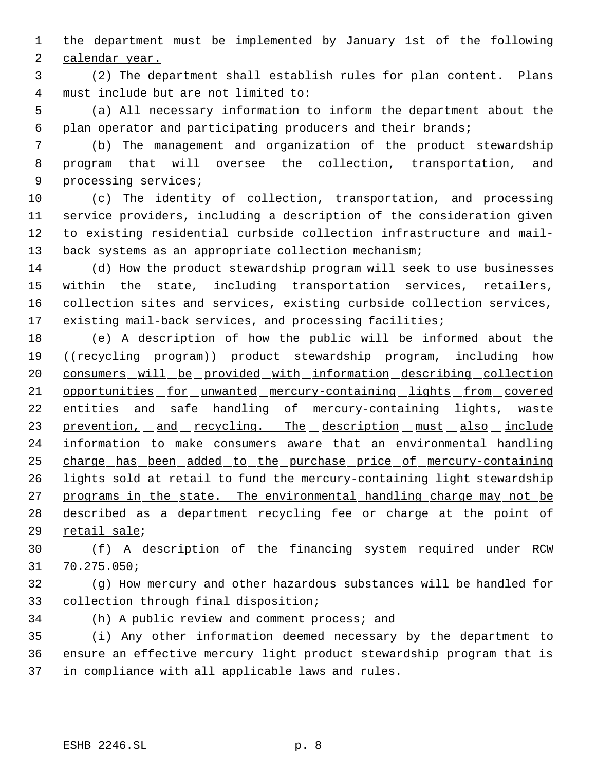the department must be implemented by January 1st of the following calendar year.

(2) The department shall establish rules for plan content. Plans must include but are not limited to:

(a) All necessary information to inform the department about the plan operator and participating producers and their brands;

(b) The management and organization of the product stewardship program that will oversee the collection, transportation, and processing services;

(c) The identity of collection, transportation, and processing service providers, including a description of the consideration given to existing residential curbside collection infrastructure and mail-back systems as an appropriate collection mechanism;

(d) How the product stewardship program will seek to use businesses within the state, including transportation services, retailers, collection sites and services, existing curbside collection services, existing mail-back services, and processing facilities;

(e) A description of how the public will be informed about the ((recycling program)) product stewardship program, including how consumers will be provided with information describing collection opportunities for unwanted mercury-containing lights from covered entities and safe handling of mercury-containing lights, waste prevention, and recycling. The description must also include information to make consumers aware that an environmental handling charge has been added to the purchase price of mercury-containing lights sold at retail to fund the mercury-containing light stewardship programs in the state. The environmental handling charge may not be described as a department recycling fee or charge at the point of retail sale;

(f) A description of the financing system required under RCW 70.275.050;

(g) How mercury and other hazardous substances will be handled for collection through final disposition;

(h) A public review and comment process; and

(i) Any other information deemed necessary by the department to ensure an effective mercury light product stewardship program that is in compliance with all applicable laws and rules.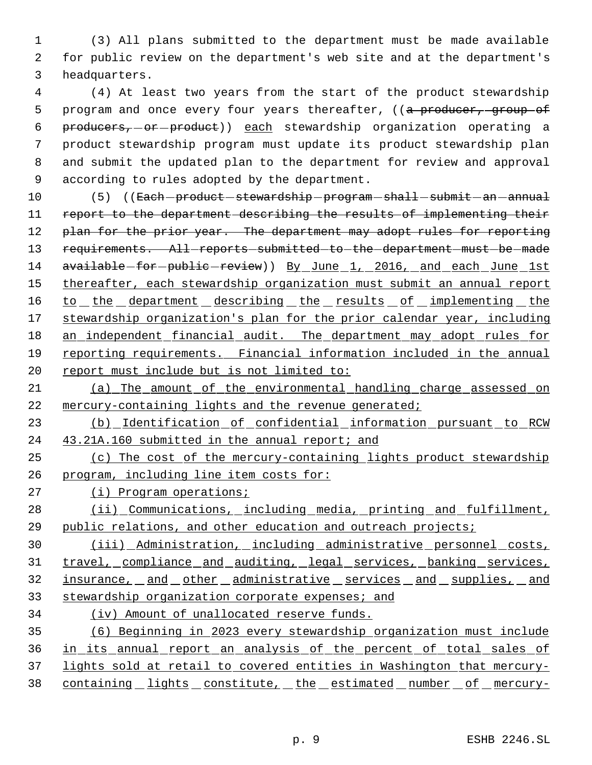(3) All plans submitted to the department must be made available for public review on the department's web site and at the department's headquarters.

(4) At least two years from the start of the product stewardship program and once every four years thereafter, ((~~a producer, group of producers, or product~~)) <u>each</u> stewardship organization operating a product stewardship program must update its product stewardship plan and submit the updated plan to the department for review and approval according to rules adopted by the department.

(5) ((~~Each product stewardship program shall submit an annual report to the department describing the results of implementing their plan for the prior year. The department may adopt rules for reporting requirements. All reports submitted to the department must be made available for public review~~)) <u>By June 1, 2016, and each June 1st thereafter, each stewardship organization must submit an annual report to the department describing the results of implementing the stewardship organization's plan for the prior calendar year, including an independent financial audit. The department may adopt rules for reporting requirements. Financial information included in the annual report must include but is not limited to:</u>

<u>(a) The amount of the environmental handling charge assessed on mercury-containing lights and the revenue generated;</u>

<u>(b) Identification of confidential information pursuant to RCW 43.21A.160 submitted in the annual report; and</u>

<u>(c) The cost of the mercury-containing lights product stewardship program, including line item costs for:</u>

<u>(i) Program operations;</u>

<u>(ii) Communications, including media, printing and fulfillment, public relations, and other education and outreach projects;</u>

<u>(iii) Administration, including administrative personnel costs, travel, compliance and auditing, legal services, banking services, insurance, and other administrative services and supplies, and stewardship organization corporate expenses; and</u>

<u>(iv) Amount of unallocated reserve funds.</u>

<u>(6) Beginning in 2023 every stewardship organization must include in its annual report an analysis of the percent of total sales of lights sold at retail to covered entities in Washington that mercury-containing lights constitute, the estimated number of mercury-</u>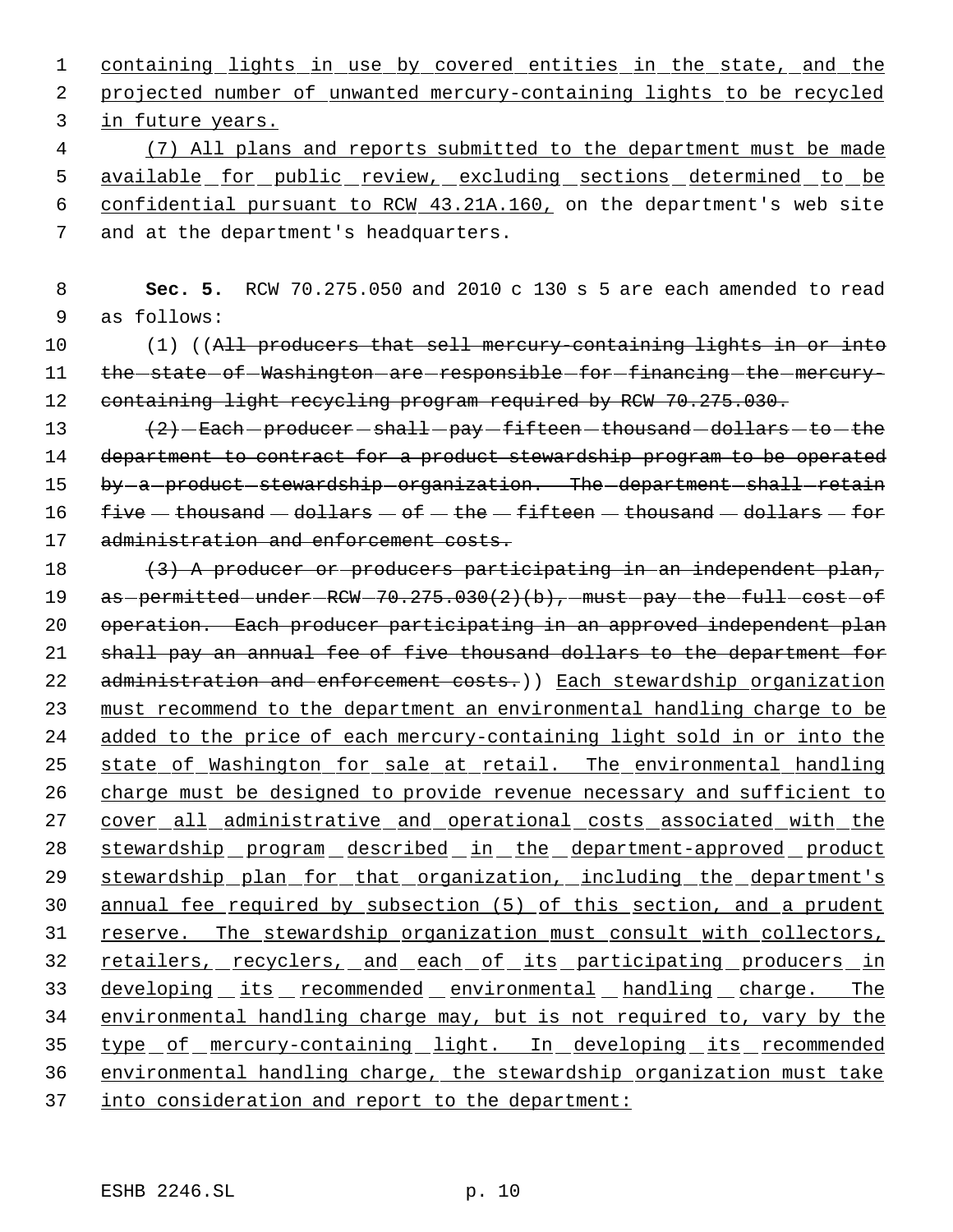containing lights in use by covered entities in the state, and the projected number of unwanted mercury-containing lights to be recycled in future years.

(7) All plans and reports submitted to the department must be made available for public review, excluding sections determined to be confidential pursuant to RCW 43.21A.160, on the department's web site and at the department's headquarters.

**Sec. 5.** RCW 70.275.050 and 2010 c 130 s 5 are each amended to read as follows:

(1) ((~~All producers that sell mercury-containing lights in or into the state of Washington are responsible for financing the mercury-containing light recycling program required by RCW 70.275.030.~~

~~(2) Each producer shall pay fifteen thousand dollars to the department to contract for a product stewardship program to be operated by a product stewardship organization. The department shall retain five thousand dollars of the fifteen thousand dollars for administration and enforcement costs.~~

~~(3) A producer or producers participating in an independent plan, as permitted under RCW 70.275.030(2)(b), must pay the full cost of operation. Each producer participating in an approved independent plan shall pay an annual fee of five thousand dollars to the department for administration and enforcement costs.~~)) Each stewardship organization must recommend to the department an environmental handling charge to be added to the price of each mercury-containing light sold in or into the state of Washington for sale at retail. The environmental handling charge must be designed to provide revenue necessary and sufficient to cover all administrative and operational costs associated with the stewardship program described in the department-approved product stewardship plan for that organization, including the department's annual fee required by subsection (5) of this section, and a prudent reserve. The stewardship organization must consult with collectors, retailers, recyclers, and each of its participating producers in developing its recommended environmental handling charge. The environmental handling charge may, but is not required to, vary by the type of mercury-containing light. In developing its recommended environmental handling charge, the stewardship organization must take into consideration and report to the department: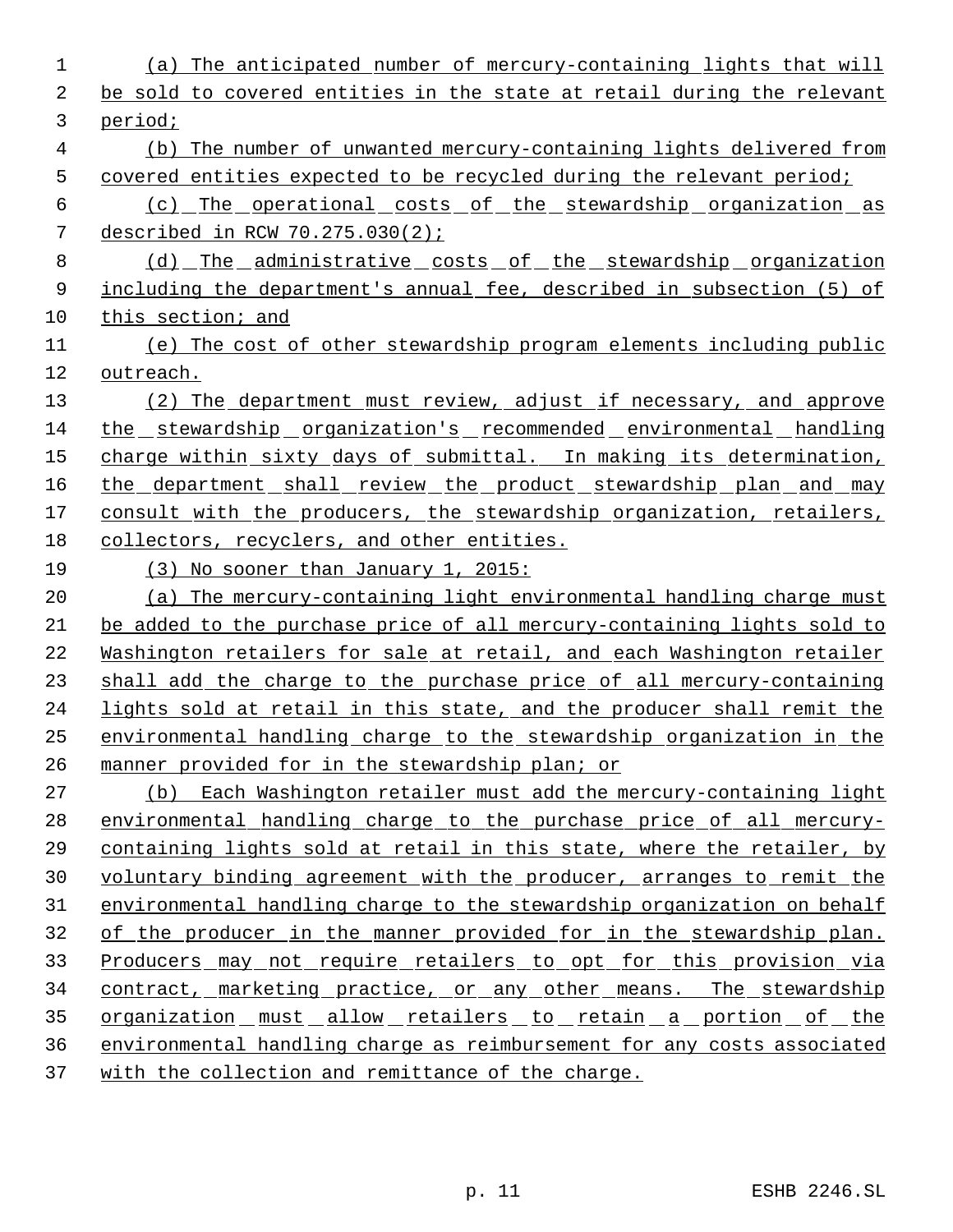(a) The anticipated number of mercury-containing lights that will be sold to covered entities in the state at retail during the relevant period;

(b) The number of unwanted mercury-containing lights delivered from covered entities expected to be recycled during the relevant period;

(c) The operational costs of the stewardship organization as described in RCW 70.275.030(2);

(d) The administrative costs of the stewardship organization including the department's annual fee, described in subsection (5) of this section; and

(e) The cost of other stewardship program elements including public outreach.

(2) The department must review, adjust if necessary, and approve the stewardship organization's recommended environmental handling charge within sixty days of submittal. In making its determination, the department shall review the product stewardship plan and may consult with the producers, the stewardship organization, retailers, collectors, recyclers, and other entities.

(3) No sooner than January 1, 2015:

(a) The mercury-containing light environmental handling charge must be added to the purchase price of all mercury-containing lights sold to Washington retailers for sale at retail, and each Washington retailer shall add the charge to the purchase price of all mercury-containing lights sold at retail in this state, and the producer shall remit the environmental handling charge to the stewardship organization in the manner provided for in the stewardship plan; or

(b) Each Washington retailer must add the mercury-containing light environmental handling charge to the purchase price of all mercury-containing lights sold at retail in this state, where the retailer, by voluntary binding agreement with the producer, arranges to remit the environmental handling charge to the stewardship organization on behalf of the producer in the manner provided for in the stewardship plan. Producers may not require retailers to opt for this provision via contract, marketing practice, or any other means. The stewardship organization must allow retailers to retain a portion of the environmental handling charge as reimbursement for any costs associated with the collection and remittance of the charge.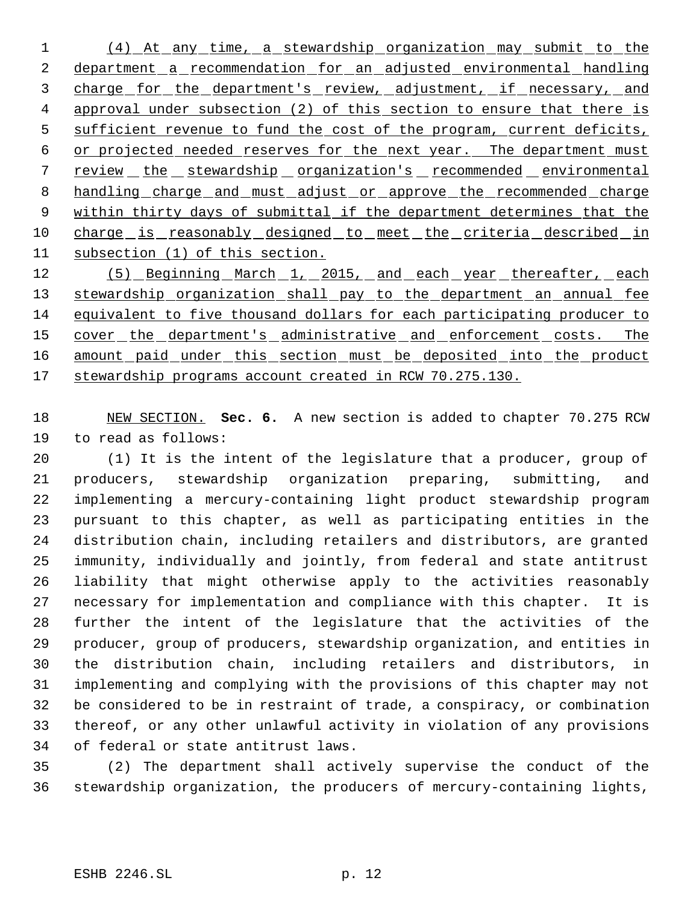(4) At any time, a stewardship organization may submit to the department a recommendation for an adjusted environmental handling charge for the department's review, adjustment, if necessary, and approval under subsection (2) of this section to ensure that there is sufficient revenue to fund the cost of the program, current deficits, or projected needed reserves for the next year. The department must review the stewardship organization's recommended environmental handling charge and must adjust or approve the recommended charge within thirty days of submittal if the department determines that the charge is reasonably designed to meet the criteria described in subsection (1) of this section.

(5) Beginning March 1, 2015, and each year thereafter, each stewardship organization shall pay to the department an annual fee equivalent to five thousand dollars for each participating producer to cover the department's administrative and enforcement costs. The amount paid under this section must be deposited into the product stewardship programs account created in RCW 70.275.130.

NEW SECTION. **Sec. 6.** A new section is added to chapter 70.275 RCW to read as follows:

(1) It is the intent of the legislature that a producer, group of producers, stewardship organization preparing, submitting, and implementing a mercury-containing light product stewardship program pursuant to this chapter, as well as participating entities in the distribution chain, including retailers and distributors, are granted immunity, individually and jointly, from federal and state antitrust liability that might otherwise apply to the activities reasonably necessary for implementation and compliance with this chapter. It is further the intent of the legislature that the activities of the producer, group of producers, stewardship organization, and entities in the distribution chain, including retailers and distributors, in implementing and complying with the provisions of this chapter may not be considered to be in restraint of trade, a conspiracy, or combination thereof, or any other unlawful activity in violation of any provisions of federal or state antitrust laws.

(2) The department shall actively supervise the conduct of the stewardship organization, the producers of mercury-containing lights,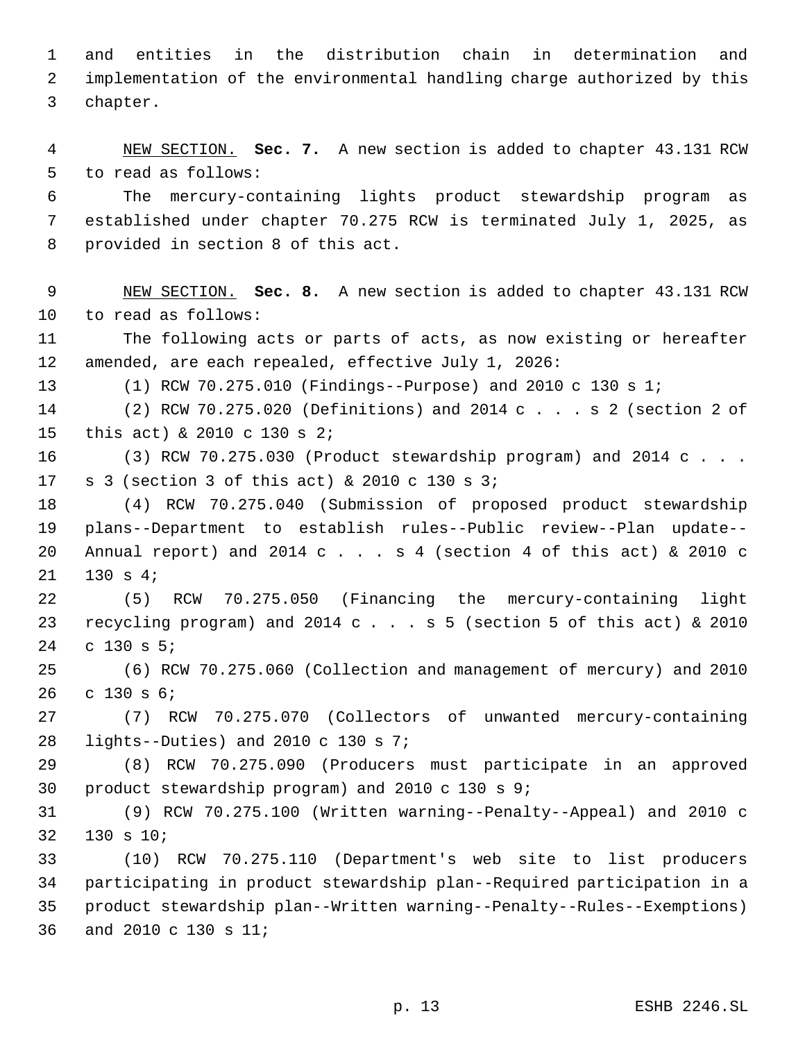and entities in the distribution chain in determination and implementation of the environmental handling charge authorized by this chapter.

NEW SECTION. **Sec. 7.** A new section is added to chapter 43.131 RCW to read as follows:

The mercury-containing lights product stewardship program as established under chapter 70.275 RCW is terminated July 1, 2025, as provided in section 8 of this act.

NEW SECTION. **Sec. 8.** A new section is added to chapter 43.131 RCW to read as follows:

The following acts or parts of acts, as now existing or hereafter amended, are each repealed, effective July 1, 2026:

(1) RCW 70.275.010 (Findings--Purpose) and 2010 c 130 s 1;

(2) RCW 70.275.020 (Definitions) and 2014 c . . . s 2 (section 2 of this act) & 2010 c 130 s 2;

(3) RCW 70.275.030 (Product stewardship program) and 2014 c . . . s 3 (section 3 of this act) & 2010 c 130 s 3;

(4) RCW 70.275.040 (Submission of proposed product stewardship plans--Department to establish rules--Public review--Plan update--Annual report) and 2014 c . . . s 4 (section 4 of this act) & 2010 c 130 s 4;

(5) RCW 70.275.050 (Financing the mercury-containing light recycling program) and 2014 c . . . s 5 (section 5 of this act) & 2010 c 130 s 5;

(6) RCW 70.275.060 (Collection and management of mercury) and 2010 c 130 s 6;

(7) RCW 70.275.070 (Collectors of unwanted mercury-containing lights--Duties) and 2010 c 130 s 7;

(8) RCW 70.275.090 (Producers must participate in an approved product stewardship program) and 2010 c 130 s 9;

(9) RCW 70.275.100 (Written warning--Penalty--Appeal) and 2010 c 130 s 10;

(10) RCW 70.275.110 (Department's web site to list producers participating in product stewardship plan--Required participation in a product stewardship plan--Written warning--Penalty--Rules--Exemptions) and 2010 c 130 s 11;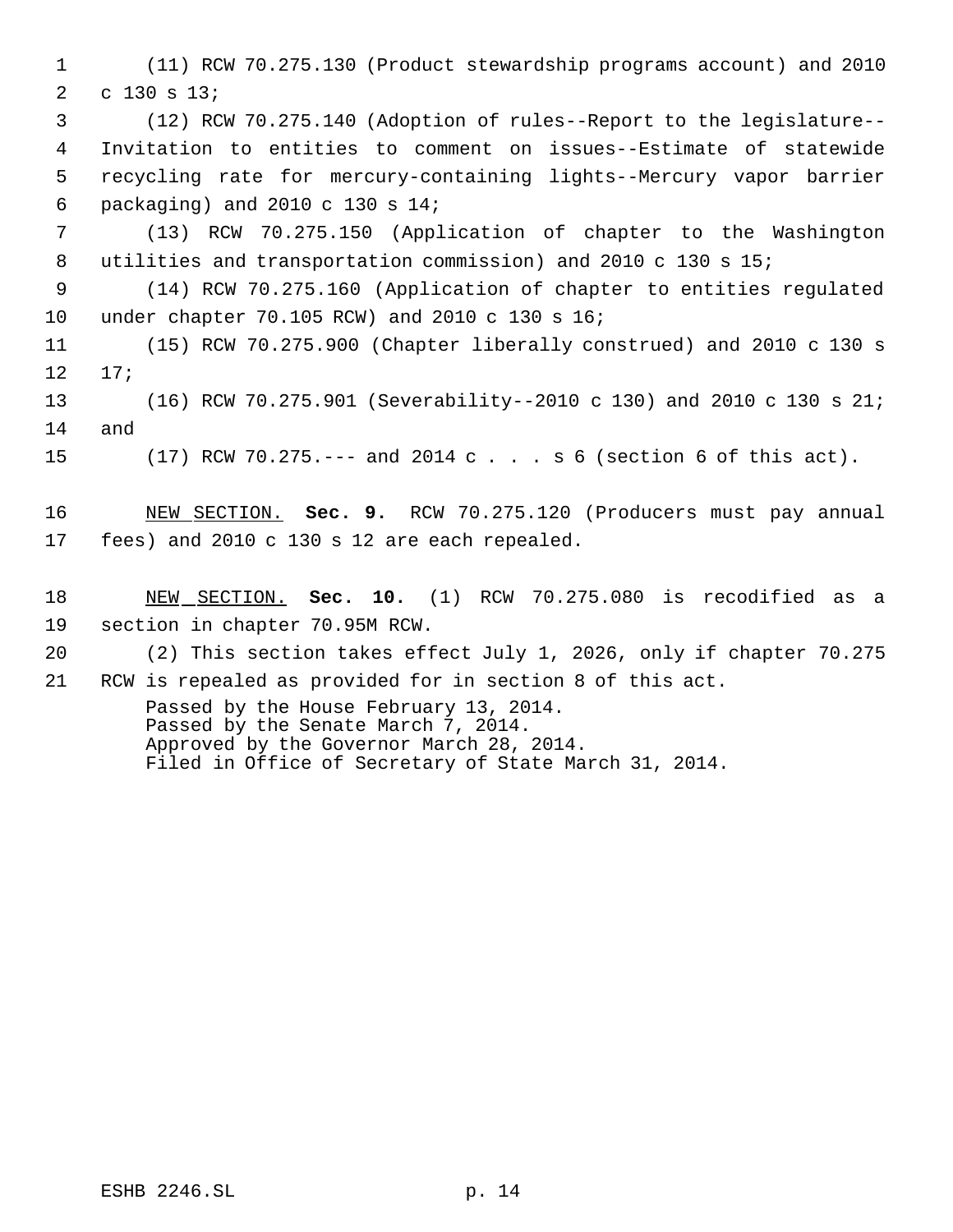(11) RCW 70.275.130 (Product stewardship programs account) and 2010 c 130 s 13;

(12) RCW 70.275.140 (Adoption of rules--Report to the legislature--Invitation to entities to comment on issues--Estimate of statewide recycling rate for mercury-containing lights--Mercury vapor barrier packaging) and 2010 c 130 s 14;

(13) RCW 70.275.150 (Application of chapter to the Washington utilities and transportation commission) and 2010 c 130 s 15;

(14) RCW 70.275.160 (Application of chapter to entities regulated under chapter 70.105 RCW) and 2010 c 130 s 16;

(15) RCW 70.275.900 (Chapter liberally construed) and 2010 c 130 s 17;

(16) RCW 70.275.901 (Severability--2010 c 130) and 2010 c 130 s 21; and

(17) RCW 70.275.--- and 2014 c . . . s 6 (section 6 of this act).

NEW SECTION. **Sec. 9.** RCW 70.275.120 (Producers must pay annual fees) and 2010 c 130 s 12 are each repealed.

NEW SECTION. **Sec. 10.** (1) RCW 70.275.080 is recodified as a section in chapter 70.95M RCW.

(2) This section takes effect July 1, 2026, only if chapter 70.275 RCW is repealed as provided for in section 8 of this act.

Passed by the House February 13, 2014.
Passed by the Senate March 7, 2014.
Approved by the Governor March 28, 2014.
Filed in Office of Secretary of State March 31, 2014.